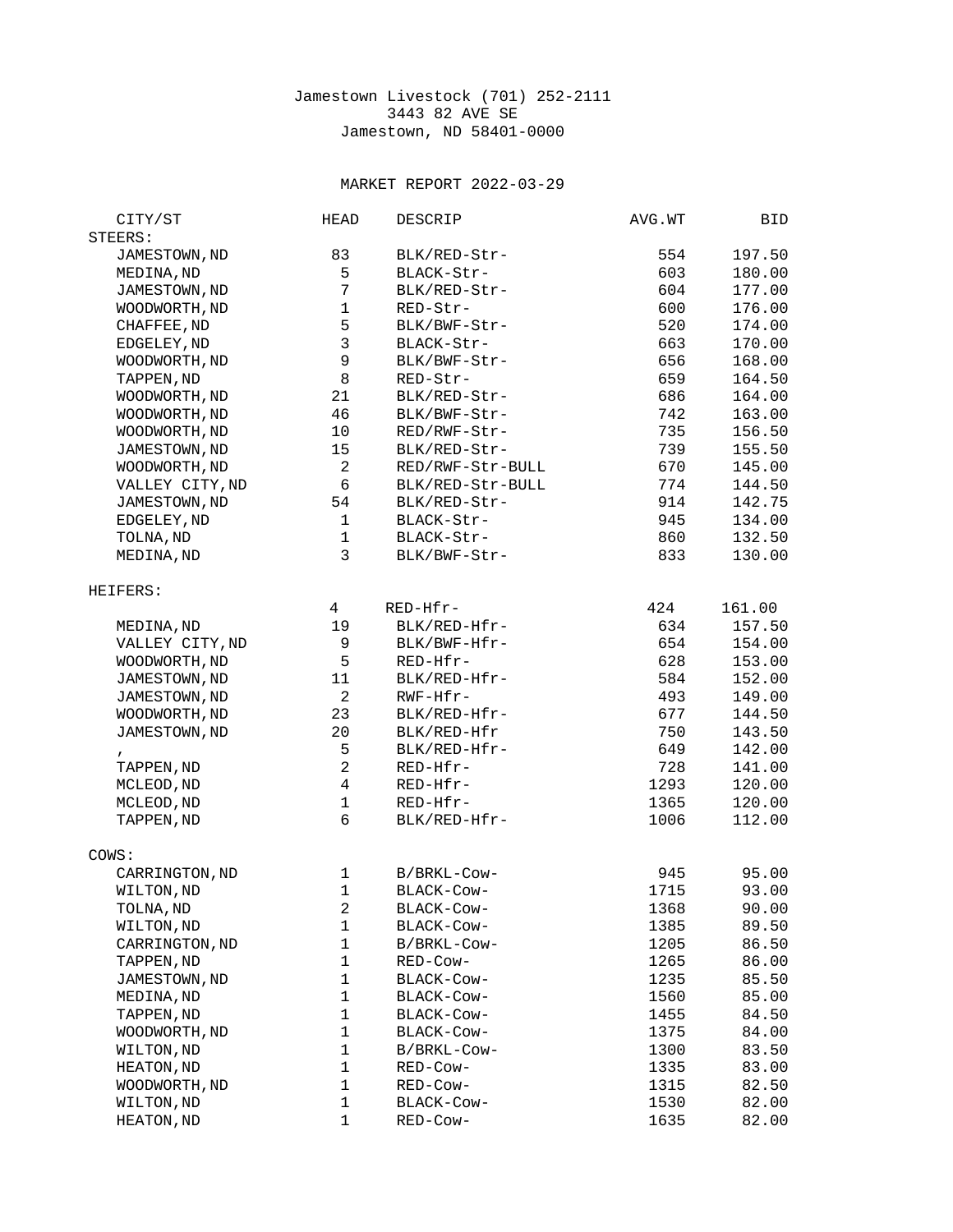Jamestown Livestock (701) 252-2111
3443 82 AVE SE
Jamestown, ND 58401-0000

MARKET REPORT 2022-03-29

| CITY/ST | HEAD | DESCRIP | AVG.WT | BID |
|---|---|---|---|---|
| STEERS: | | | | |
| JAMESTOWN,ND | 83 | BLK/RED-Str- | 554 | 197.50 |
| MEDINA,ND | 5 | BLACK-Str- | 603 | 180.00 |
| JAMESTOWN,ND | 7 | BLK/RED-Str- | 604 | 177.00 |
| WOODWORTH,ND | 1 | RED-Str- | 600 | 176.00 |
| CHAFFEE,ND | 5 | BLK/BWF-Str- | 520 | 174.00 |
| EDGELEY,ND | 3 | BLACK-Str- | 663 | 170.00 |
| WOODWORTH,ND | 9 | BLK/BWF-Str- | 656 | 168.00 |
| TAPPEN,ND | 8 | RED-Str- | 659 | 164.50 |
| WOODWORTH,ND | 21 | BLK/RED-Str- | 686 | 164.00 |
| WOODWORTH,ND | 46 | BLK/BWF-Str- | 742 | 163.00 |
| WOODWORTH,ND | 10 | RED/RWF-Str- | 735 | 156.50 |
| JAMESTOWN,ND | 15 | BLK/RED-Str- | 739 | 155.50 |
| WOODWORTH,ND | 2 | RED/RWF-Str-BULL | 670 | 145.00 |
| VALLEY CITY,ND | 6 | BLK/RED-Str-BULL | 774 | 144.50 |
| JAMESTOWN,ND | 54 | BLK/RED-Str- | 914 | 142.75 |
| EDGELEY,ND | 1 | BLACK-Str- | 945 | 134.00 |
| TOLNA,ND | 1 | BLACK-Str- | 860 | 132.50 |
| MEDINA,ND | 3 | BLK/BWF-Str- | 833 | 130.00 |
| HEIFERS: | | | | |
| | 4 | RED-Hfr- | 424 | 161.00 |
| MEDINA,ND | 19 | BLK/RED-Hfr- | 634 | 157.50 |
| VALLEY CITY,ND | 9 | BLK/BWF-Hfr- | 654 | 154.00 |
| WOODWORTH,ND | 5 | RED-Hfr- | 628 | 153.00 |
| JAMESTOWN,ND | 11 | BLK/RED-Hfr- | 584 | 152.00 |
| JAMESTOWN,ND | 2 | RWF-Hfr- | 493 | 149.00 |
| WOODWORTH,ND | 23 | BLK/RED-Hfr- | 677 | 144.50 |
| JAMESTOWN,ND | 20 | BLK/RED-Hfr | 750 | 143.50 |
| , | 5 | BLK/RED-Hfr- | 649 | 142.00 |
| TAPPEN,ND | 2 | RED-Hfr- | 728 | 141.00 |
| MCLEOD,ND | 4 | RED-Hfr- | 1293 | 120.00 |
| MCLEOD,ND | 1 | RED-Hfr- | 1365 | 120.00 |
| TAPPEN,ND | 6 | BLK/RED-Hfr- | 1006 | 112.00 |
| COWS: | | | | |
| CARRINGTON,ND | 1 | B/BRKL-Cow- | 945 | 95.00 |
| WILTON,ND | 1 | BLACK-Cow- | 1715 | 93.00 |
| TOLNA,ND | 2 | BLACK-Cow- | 1368 | 90.00 |
| WILTON,ND | 1 | BLACK-Cow- | 1385 | 89.50 |
| CARRINGTON,ND | 1 | B/BRKL-Cow- | 1205 | 86.50 |
| TAPPEN,ND | 1 | RED-Cow- | 1265 | 86.00 |
| JAMESTOWN,ND | 1 | BLACK-Cow- | 1235 | 85.50 |
| MEDINA,ND | 1 | BLACK-Cow- | 1560 | 85.00 |
| TAPPEN,ND | 1 | BLACK-Cow- | 1455 | 84.50 |
| WOODWORTH,ND | 1 | BLACK-Cow- | 1375 | 84.00 |
| WILTON,ND | 1 | B/BRKL-Cow- | 1300 | 83.50 |
| HEATON,ND | 1 | RED-Cow- | 1335 | 83.00 |
| WOODWORTH,ND | 1 | RED-Cow- | 1315 | 82.50 |
| WILTON,ND | 1 | BLACK-Cow- | 1530 | 82.00 |
| HEATON,ND | 1 | RED-Cow- | 1635 | 82.00 |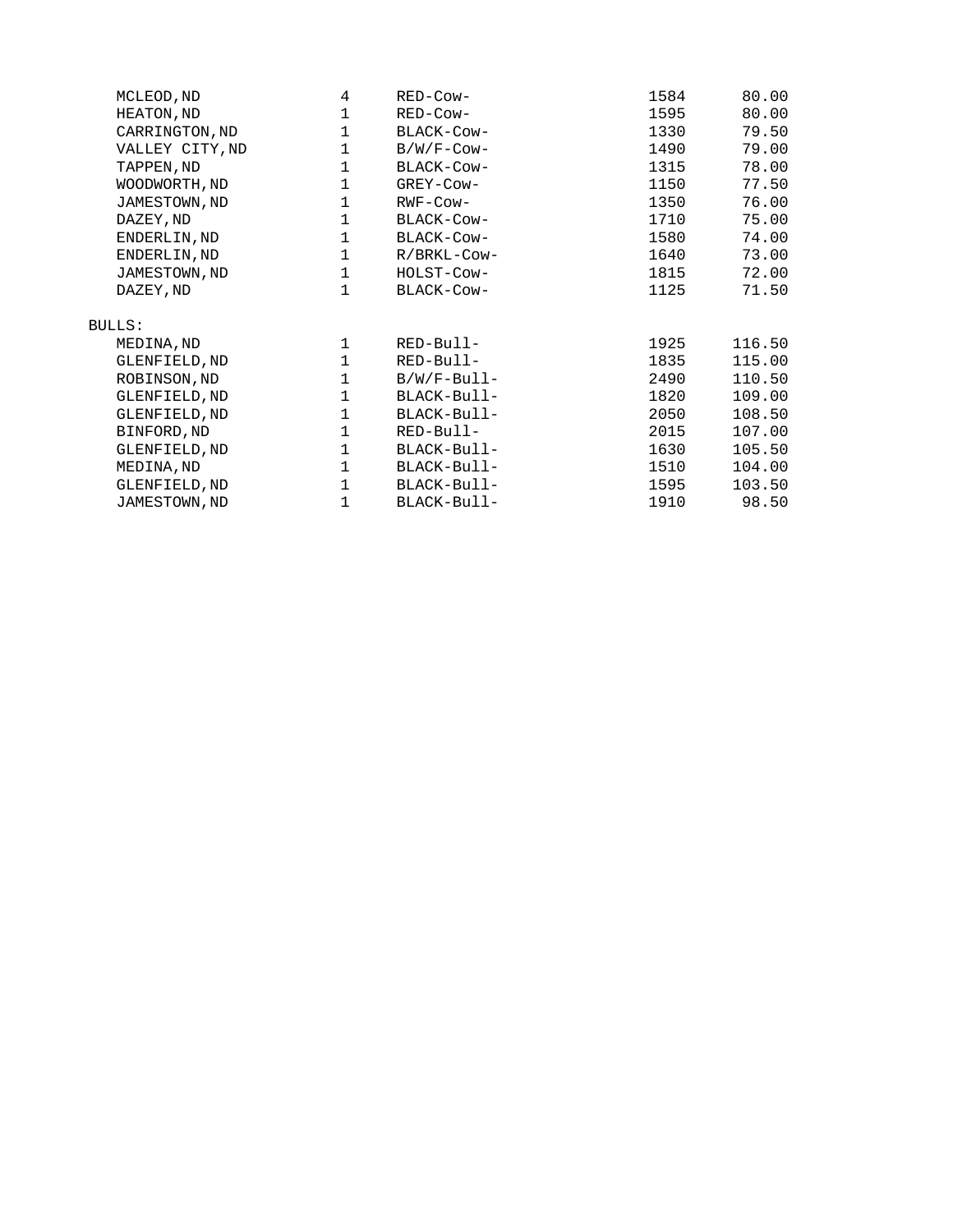| | | | | |
|---|---|---|---|---|
| MCLEOD,ND | 4 | RED-Cow- | 1584 | 80.00 |
| HEATON,ND | 1 | RED-Cow- | 1595 | 80.00 |
| CARRINGTON,ND | 1 | BLACK-Cow- | 1330 | 79.50 |
| VALLEY CITY,ND | 1 | B/W/F-Cow- | 1490 | 79.00 |
| TAPPEN,ND | 1 | BLACK-Cow- | 1315 | 78.00 |
| WOODWORTH,ND | 1 | GREY-Cow- | 1150 | 77.50 |
| JAMESTOWN,ND | 1 | RWF-Cow- | 1350 | 76.00 |
| DAZEY,ND | 1 | BLACK-Cow- | 1710 | 75.00 |
| ENDERLIN,ND | 1 | BLACK-Cow- | 1580 | 74.00 |
| ENDERLIN,ND | 1 | R/BRKL-Cow- | 1640 | 73.00 |
| JAMESTOWN,ND | 1 | HOLST-Cow- | 1815 | 72.00 |
| DAZEY,ND | 1 | BLACK-Cow- | 1125 | 71.50 |

BULLS:

| | | | | |
|---|---|---|---|---|
| MEDINA,ND | 1 | RED-Bull- | 1925 | 116.50 |
| GLENFIELD,ND | 1 | RED-Bull- | 1835 | 115.00 |
| ROBINSON,ND | 1 | B/W/F-Bull- | 2490 | 110.50 |
| GLENFIELD,ND | 1 | BLACK-Bull- | 1820 | 109.00 |
| GLENFIELD,ND | 1 | BLACK-Bull- | 2050 | 108.50 |
| BINFORD,ND | 1 | RED-Bull- | 2015 | 107.00 |
| GLENFIELD,ND | 1 | BLACK-Bull- | 1630 | 105.50 |
| MEDINA,ND | 1 | BLACK-Bull- | 1510 | 104.00 |
| GLENFIELD,ND | 1 | BLACK-Bull- | 1595 | 103.50 |
| JAMESTOWN,ND | 1 | BLACK-Bull- | 1910 | 98.50 |